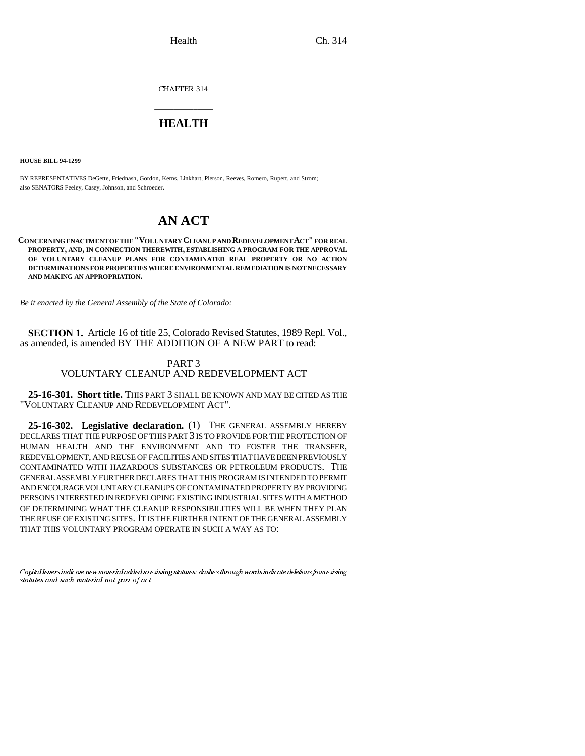CHAPTER 314

# HEALTH

**HOUSE BILL 94-1299**

BY REPRESENTATIVES DeGette, Friednash, Gordon, Kerns, Linkhart, Pierson, Reeves, Romero, Rupert, and Strom; also SENATORS Feeley, Casey, Johnson, and Schroeder.

# AN ACT

**CONCERNING ENACTMENT OF THE "VOLUNTARY CLEANUP AND REDEVELOPMENT ACT" FOR REAL PROPERTY, AND, IN CONNECTION THEREWITH, ESTABLISHING A PROGRAM FOR THE APPROVAL OF VOLUNTARY CLEANUP PLANS FOR CONTAMINATED REAL PROPERTY OR NO ACTION DETERMINATIONS FOR PROPERTIES WHERE ENVIRONMENTAL REMEDIATION IS NOT NECESSARY AND MAKING AN APPROPRIATION.**

*Be it enacted by the General Assembly of the State of Colorado:*

**SECTION 1.** Article 16 of title 25, Colorado Revised Statutes, 1989 Repl. Vol., as amended, is amended BY THE ADDITION OF A NEW PART to read:

PART 3
VOLUNTARY CLEANUP AND REDEVELOPMENT ACT

**25-16-301. Short title.** THIS PART 3 SHALL BE KNOWN AND MAY BE CITED AS THE "VOLUNTARY CLEANUP AND REDEVELOPMENT ACT".

**25-16-302. Legislative declaration.** (1) THE GENERAL ASSEMBLY HEREBY DECLARES THAT THE PURPOSE OF THIS PART 3 IS TO PROVIDE FOR THE PROTECTION OF HUMAN HEALTH AND THE ENVIRONMENT AND TO FOSTER THE TRANSFER, REDEVELOPMENT, AND REUSE OF FACILITIES AND SITES THAT HAVE BEEN PREVIOUSLY CONTAMINATED WITH HAZARDOUS SUBSTANCES OR PETROLEUM PRODUCTS. THE GENERAL ASSEMBLY FURTHER DECLARES THAT THIS PROGRAM IS INTENDED TO PERMIT AND ENCOURAGE VOLUNTARY CLEANUPS OF CONTAMINATED PROPERTY BY PROVIDING PERSONS INTERESTED IN REDEVELOPING EXISTING INDUSTRIAL SITES WITH A METHOD OF DETERMINING WHAT THE CLEANUP RESPONSIBILITIES WILL BE WHEN THEY PLAN THE REUSE OF EXISTING SITES. IT IS THE FURTHER INTENT OF THE GENERAL ASSEMBLY THAT THIS VOLUNTARY PROGRAM OPERATE IN SUCH A WAY AS TO:

Capital letters indicate new material added to existing statutes; dashes through words indicate deletions from existing statutes and such material not part of act.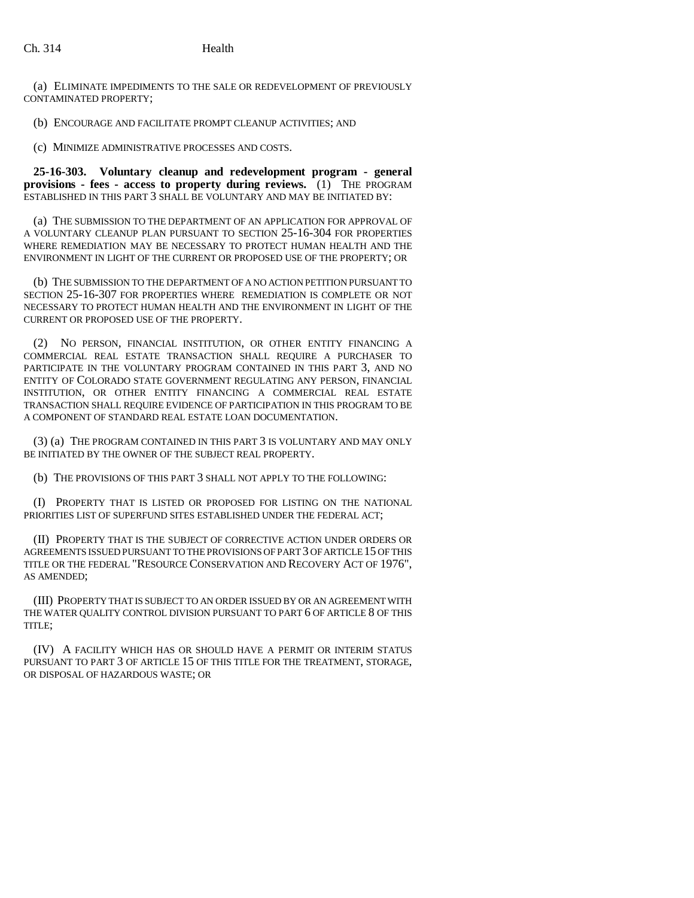(a) ELIMINATE IMPEDIMENTS TO THE SALE OR REDEVELOPMENT OF PREVIOUSLY CONTAMINATED PROPERTY;

(b) ENCOURAGE AND FACILITATE PROMPT CLEANUP ACTIVITIES; AND

(c) MINIMIZE ADMINISTRATIVE PROCESSES AND COSTS.

**25-16-303. Voluntary cleanup and redevelopment program - general provisions - fees - access to property during reviews.** (1) THE PROGRAM ESTABLISHED IN THIS PART 3 SHALL BE VOLUNTARY AND MAY BE INITIATED BY:

(a) THE SUBMISSION TO THE DEPARTMENT OF AN APPLICATION FOR APPROVAL OF A VOLUNTARY CLEANUP PLAN PURSUANT TO SECTION 25-16-304 FOR PROPERTIES WHERE REMEDIATION MAY BE NECESSARY TO PROTECT HUMAN HEALTH AND THE ENVIRONMENT IN LIGHT OF THE CURRENT OR PROPOSED USE OF THE PROPERTY; OR

(b) THE SUBMISSION TO THE DEPARTMENT OF A NO ACTION PETITION PURSUANT TO SECTION 25-16-307 FOR PROPERTIES WHERE REMEDIATION IS COMPLETE OR NOT NECESSARY TO PROTECT HUMAN HEALTH AND THE ENVIRONMENT IN LIGHT OF THE CURRENT OR PROPOSED USE OF THE PROPERTY.

(2) NO PERSON, FINANCIAL INSTITUTION, OR OTHER ENTITY FINANCING A COMMERCIAL REAL ESTATE TRANSACTION SHALL REQUIRE A PURCHASER TO PARTICIPATE IN THE VOLUNTARY PROGRAM CONTAINED IN THIS PART 3, AND NO ENTITY OF COLORADO STATE GOVERNMENT REGULATING ANY PERSON, FINANCIAL INSTITUTION, OR OTHER ENTITY FINANCING A COMMERCIAL REAL ESTATE TRANSACTION SHALL REQUIRE EVIDENCE OF PARTICIPATION IN THIS PROGRAM TO BE A COMPONENT OF STANDARD REAL ESTATE LOAN DOCUMENTATION.

(3) (a) THE PROGRAM CONTAINED IN THIS PART 3 IS VOLUNTARY AND MAY ONLY BE INITIATED BY THE OWNER OF THE SUBJECT REAL PROPERTY.

(b) THE PROVISIONS OF THIS PART 3 SHALL NOT APPLY TO THE FOLLOWING:

(I) PROPERTY THAT IS LISTED OR PROPOSED FOR LISTING ON THE NATIONAL PRIORITIES LIST OF SUPERFUND SITES ESTABLISHED UNDER THE FEDERAL ACT;

(II) PROPERTY THAT IS THE SUBJECT OF CORRECTIVE ACTION UNDER ORDERS OR AGREEMENTS ISSUED PURSUANT TO THE PROVISIONS OF PART 3 OF ARTICLE 15 OF THIS TITLE OR THE FEDERAL "RESOURCE CONSERVATION AND RECOVERY ACT OF 1976", AS AMENDED;

(III) PROPERTY THAT IS SUBJECT TO AN ORDER ISSUED BY OR AN AGREEMENT WITH THE WATER QUALITY CONTROL DIVISION PURSUANT TO PART 6 OF ARTICLE 8 OF THIS TITLE;

(IV) A FACILITY WHICH HAS OR SHOULD HAVE A PERMIT OR INTERIM STATUS PURSUANT TO PART 3 OF ARTICLE 15 OF THIS TITLE FOR THE TREATMENT, STORAGE, OR DISPOSAL OF HAZARDOUS WASTE; OR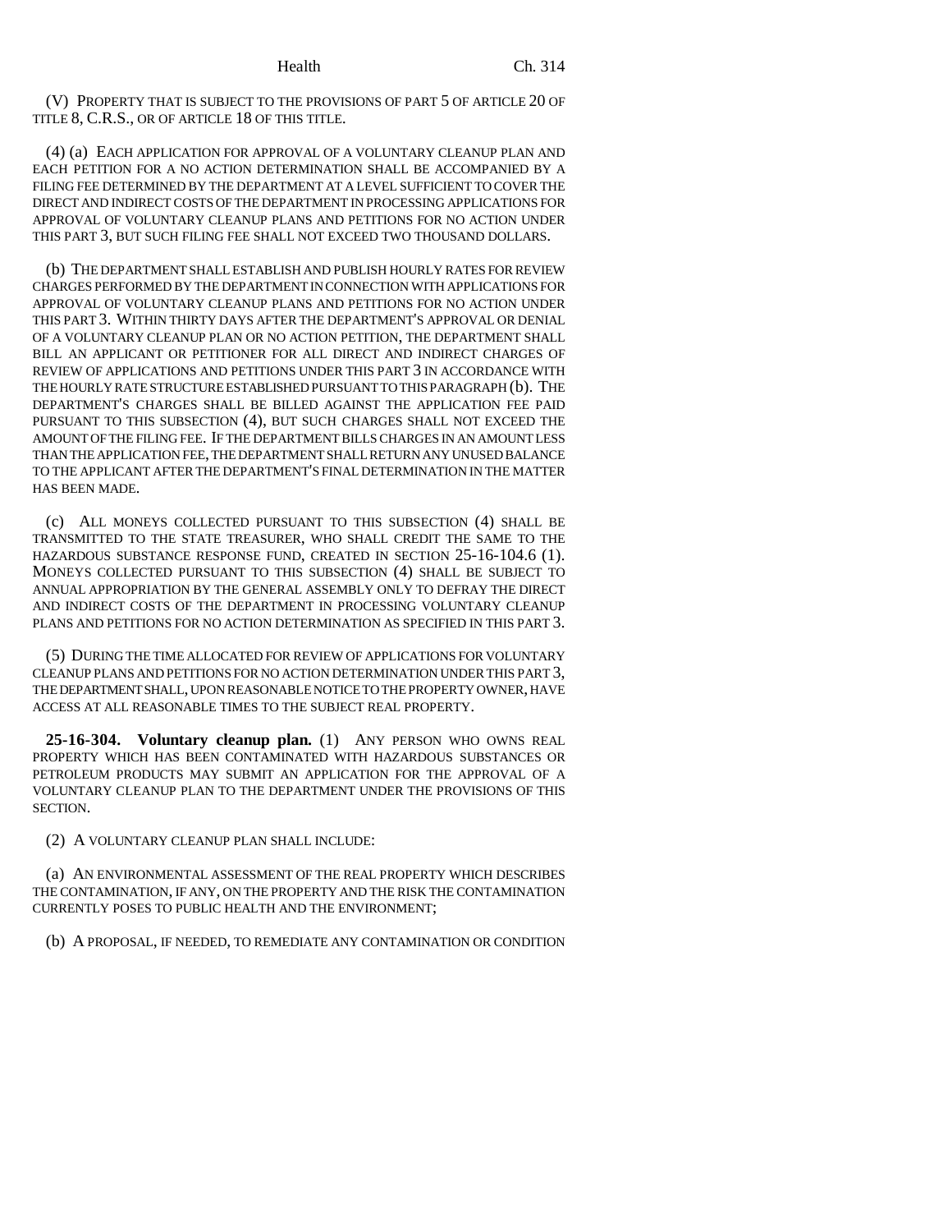(V) PROPERTY THAT IS SUBJECT TO THE PROVISIONS OF PART 5 OF ARTICLE 20 OF TITLE 8, C.R.S., OR OF ARTICLE 18 OF THIS TITLE.

(4) (a) EACH APPLICATION FOR APPROVAL OF A VOLUNTARY CLEANUP PLAN AND EACH PETITION FOR A NO ACTION DETERMINATION SHALL BE ACCOMPANIED BY A FILING FEE DETERMINED BY THE DEPARTMENT AT A LEVEL SUFFICIENT TO COVER THE DIRECT AND INDIRECT COSTS OF THE DEPARTMENT IN PROCESSING APPLICATIONS FOR APPROVAL OF VOLUNTARY CLEANUP PLANS AND PETITIONS FOR NO ACTION UNDER THIS PART 3, BUT SUCH FILING FEE SHALL NOT EXCEED TWO THOUSAND DOLLARS.

(b) THE DEPARTMENT SHALL ESTABLISH AND PUBLISH HOURLY RATES FOR REVIEW CHARGES PERFORMED BY THE DEPARTMENT IN CONNECTION WITH APPLICATIONS FOR APPROVAL OF VOLUNTARY CLEANUP PLANS AND PETITIONS FOR NO ACTION UNDER THIS PART 3. WITHIN THIRTY DAYS AFTER THE DEPARTMENT'S APPROVAL OR DENIAL OF A VOLUNTARY CLEANUP PLAN OR NO ACTION PETITION, THE DEPARTMENT SHALL BILL AN APPLICANT OR PETITIONER FOR ALL DIRECT AND INDIRECT CHARGES OF REVIEW OF APPLICATIONS AND PETITIONS UNDER THIS PART 3 IN ACCORDANCE WITH THE HOURLY RATE STRUCTURE ESTABLISHED PURSUANT TO THIS PARAGRAPH (b). THE DEPARTMENT'S CHARGES SHALL BE BILLED AGAINST THE APPLICATION FEE PAID PURSUANT TO THIS SUBSECTION (4), BUT SUCH CHARGES SHALL NOT EXCEED THE AMOUNT OF THE FILING FEE. IF THE DEPARTMENT BILLS CHARGES IN AN AMOUNT LESS THAN THE APPLICATION FEE, THE DEPARTMENT SHALL RETURN ANY UNUSED BALANCE TO THE APPLICANT AFTER THE DEPARTMENT'S FINAL DETERMINATION IN THE MATTER HAS BEEN MADE.

(c) ALL MONEYS COLLECTED PURSUANT TO THIS SUBSECTION (4) SHALL BE TRANSMITTED TO THE STATE TREASURER, WHO SHALL CREDIT THE SAME TO THE HAZARDOUS SUBSTANCE RESPONSE FUND, CREATED IN SECTION 25-16-104.6 (1). MONEYS COLLECTED PURSUANT TO THIS SUBSECTION (4) SHALL BE SUBJECT TO ANNUAL APPROPRIATION BY THE GENERAL ASSEMBLY ONLY TO DEFRAY THE DIRECT AND INDIRECT COSTS OF THE DEPARTMENT IN PROCESSING VOLUNTARY CLEANUP PLANS AND PETITIONS FOR NO ACTION DETERMINATION AS SPECIFIED IN THIS PART 3.

(5) DURING THE TIME ALLOCATED FOR REVIEW OF APPLICATIONS FOR VOLUNTARY CLEANUP PLANS AND PETITIONS FOR NO ACTION DETERMINATION UNDER THIS PART 3, THE DEPARTMENT SHALL, UPON REASONABLE NOTICE TO THE PROPERTY OWNER, HAVE ACCESS AT ALL REASONABLE TIMES TO THE SUBJECT REAL PROPERTY.

**25-16-304. Voluntary cleanup plan.** (1) ANY PERSON WHO OWNS REAL PROPERTY WHICH HAS BEEN CONTAMINATED WITH HAZARDOUS SUBSTANCES OR PETROLEUM PRODUCTS MAY SUBMIT AN APPLICATION FOR THE APPROVAL OF A VOLUNTARY CLEANUP PLAN TO THE DEPARTMENT UNDER THE PROVISIONS OF THIS SECTION.

(2) A VOLUNTARY CLEANUP PLAN SHALL INCLUDE:

(a) AN ENVIRONMENTAL ASSESSMENT OF THE REAL PROPERTY WHICH DESCRIBES THE CONTAMINATION, IF ANY, ON THE PROPERTY AND THE RISK THE CONTAMINATION CURRENTLY POSES TO PUBLIC HEALTH AND THE ENVIRONMENT;

(b) A PROPOSAL, IF NEEDED, TO REMEDIATE ANY CONTAMINATION OR CONDITION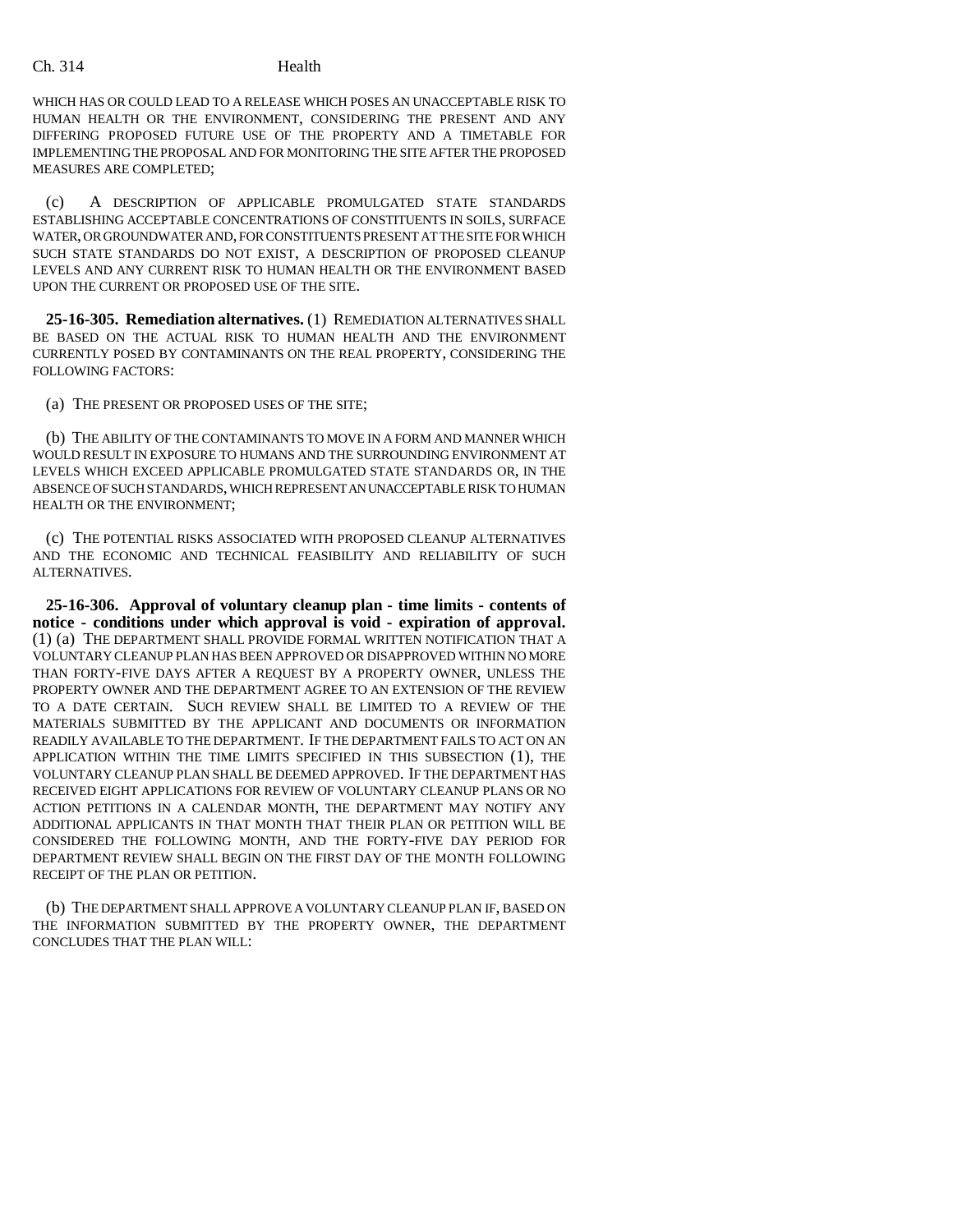WHICH HAS OR COULD LEAD TO A RELEASE WHICH POSES AN UNACCEPTABLE RISK TO HUMAN HEALTH OR THE ENVIRONMENT, CONSIDERING THE PRESENT AND ANY DIFFERING PROPOSED FUTURE USE OF THE PROPERTY AND A TIMETABLE FOR IMPLEMENTING THE PROPOSAL AND FOR MONITORING THE SITE AFTER THE PROPOSED MEASURES ARE COMPLETED;

(c) A DESCRIPTION OF APPLICABLE PROMULGATED STATE STANDARDS ESTABLISHING ACCEPTABLE CONCENTRATIONS OF CONSTITUENTS IN SOILS, SURFACE WATER, OR GROUNDWATER AND, FOR CONSTITUENTS PRESENT AT THE SITE FOR WHICH SUCH STATE STANDARDS DO NOT EXIST, A DESCRIPTION OF PROPOSED CLEANUP LEVELS AND ANY CURRENT RISK TO HUMAN HEALTH OR THE ENVIRONMENT BASED UPON THE CURRENT OR PROPOSED USE OF THE SITE.

**25-16-305. Remediation alternatives.** (1) REMEDIATION ALTERNATIVES SHALL BE BASED ON THE ACTUAL RISK TO HUMAN HEALTH AND THE ENVIRONMENT CURRENTLY POSED BY CONTAMINANTS ON THE REAL PROPERTY, CONSIDERING THE FOLLOWING FACTORS:

(a) THE PRESENT OR PROPOSED USES OF THE SITE;

(b) THE ABILITY OF THE CONTAMINANTS TO MOVE IN A FORM AND MANNER WHICH WOULD RESULT IN EXPOSURE TO HUMANS AND THE SURROUNDING ENVIRONMENT AT LEVELS WHICH EXCEED APPLICABLE PROMULGATED STATE STANDARDS OR, IN THE ABSENCE OF SUCH STANDARDS, WHICH REPRESENT AN UNACCEPTABLE RISK TO HUMAN HEALTH OR THE ENVIRONMENT;

(c) THE POTENTIAL RISKS ASSOCIATED WITH PROPOSED CLEANUP ALTERNATIVES AND THE ECONOMIC AND TECHNICAL FEASIBILITY AND RELIABILITY OF SUCH ALTERNATIVES.

**25-16-306. Approval of voluntary cleanup plan - time limits - contents of notice - conditions under which approval is void - expiration of approval.** (1) (a) THE DEPARTMENT SHALL PROVIDE FORMAL WRITTEN NOTIFICATION THAT A VOLUNTARY CLEANUP PLAN HAS BEEN APPROVED OR DISAPPROVED WITHIN NO MORE THAN FORTY-FIVE DAYS AFTER A REQUEST BY A PROPERTY OWNER, UNLESS THE PROPERTY OWNER AND THE DEPARTMENT AGREE TO AN EXTENSION OF THE REVIEW TO A DATE CERTAIN. SUCH REVIEW SHALL BE LIMITED TO A REVIEW OF THE MATERIALS SUBMITTED BY THE APPLICANT AND DOCUMENTS OR INFORMATION READILY AVAILABLE TO THE DEPARTMENT. IF THE DEPARTMENT FAILS TO ACT ON AN APPLICATION WITHIN THE TIME LIMITS SPECIFIED IN THIS SUBSECTION (1), THE VOLUNTARY CLEANUP PLAN SHALL BE DEEMED APPROVED. IF THE DEPARTMENT HAS RECEIVED EIGHT APPLICATIONS FOR REVIEW OF VOLUNTARY CLEANUP PLANS OR NO ACTION PETITIONS IN A CALENDAR MONTH, THE DEPARTMENT MAY NOTIFY ANY ADDITIONAL APPLICANTS IN THAT MONTH THAT THEIR PLAN OR PETITION WILL BE CONSIDERED THE FOLLOWING MONTH, AND THE FORTY-FIVE DAY PERIOD FOR DEPARTMENT REVIEW SHALL BEGIN ON THE FIRST DAY OF THE MONTH FOLLOWING RECEIPT OF THE PLAN OR PETITION.

(b) THE DEPARTMENT SHALL APPROVE A VOLUNTARY CLEANUP PLAN IF, BASED ON THE INFORMATION SUBMITTED BY THE PROPERTY OWNER, THE DEPARTMENT CONCLUDES THAT THE PLAN WILL: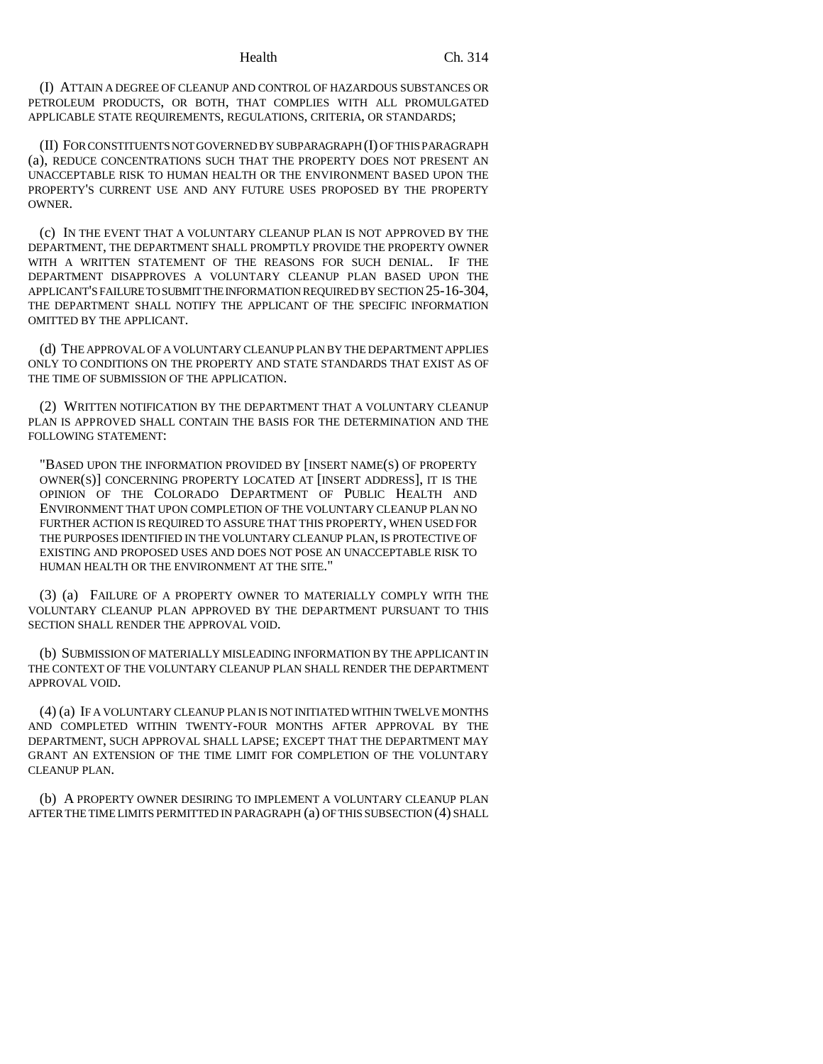(I) ATTAIN A DEGREE OF CLEANUP AND CONTROL OF HAZARDOUS SUBSTANCES OR PETROLEUM PRODUCTS, OR BOTH, THAT COMPLIES WITH ALL PROMULGATED APPLICABLE STATE REQUIREMENTS, REGULATIONS, CRITERIA, OR STANDARDS;

(II) FOR CONSTITUENTS NOT GOVERNED BY SUBPARAGRAPH (I) OF THIS PARAGRAPH (a), REDUCE CONCENTRATIONS SUCH THAT THE PROPERTY DOES NOT PRESENT AN UNACCEPTABLE RISK TO HUMAN HEALTH OR THE ENVIRONMENT BASED UPON THE PROPERTY'S CURRENT USE AND ANY FUTURE USES PROPOSED BY THE PROPERTY OWNER.

(c) IN THE EVENT THAT A VOLUNTARY CLEANUP PLAN IS NOT APPROVED BY THE DEPARTMENT, THE DEPARTMENT SHALL PROMPTLY PROVIDE THE PROPERTY OWNER WITH A WRITTEN STATEMENT OF THE REASONS FOR SUCH DENIAL. IF THE DEPARTMENT DISAPPROVES A VOLUNTARY CLEANUP PLAN BASED UPON THE APPLICANT'S FAILURE TO SUBMIT THE INFORMATION REQUIRED BY SECTION 25-16-304, THE DEPARTMENT SHALL NOTIFY THE APPLICANT OF THE SPECIFIC INFORMATION OMITTED BY THE APPLICANT.

(d) THE APPROVAL OF A VOLUNTARY CLEANUP PLAN BY THE DEPARTMENT APPLIES ONLY TO CONDITIONS ON THE PROPERTY AND STATE STANDARDS THAT EXIST AS OF THE TIME OF SUBMISSION OF THE APPLICATION.

(2) WRITTEN NOTIFICATION BY THE DEPARTMENT THAT A VOLUNTARY CLEANUP PLAN IS APPROVED SHALL CONTAIN THE BASIS FOR THE DETERMINATION AND THE FOLLOWING STATEMENT:

"BASED UPON THE INFORMATION PROVIDED BY [INSERT NAME(S) OF PROPERTY OWNER(S)] CONCERNING PROPERTY LOCATED AT [INSERT ADDRESS], IT IS THE OPINION OF THE COLORADO DEPARTMENT OF PUBLIC HEALTH AND ENVIRONMENT THAT UPON COMPLETION OF THE VOLUNTARY CLEANUP PLAN NO FURTHER ACTION IS REQUIRED TO ASSURE THAT THIS PROPERTY, WHEN USED FOR THE PURPOSES IDENTIFIED IN THE VOLUNTARY CLEANUP PLAN, IS PROTECTIVE OF EXISTING AND PROPOSED USES AND DOES NOT POSE AN UNACCEPTABLE RISK TO HUMAN HEALTH OR THE ENVIRONMENT AT THE SITE."

(3) (a) FAILURE OF A PROPERTY OWNER TO MATERIALLY COMPLY WITH THE VOLUNTARY CLEANUP PLAN APPROVED BY THE DEPARTMENT PURSUANT TO THIS SECTION SHALL RENDER THE APPROVAL VOID.

(b) SUBMISSION OF MATERIALLY MISLEADING INFORMATION BY THE APPLICANT IN THE CONTEXT OF THE VOLUNTARY CLEANUP PLAN SHALL RENDER THE DEPARTMENT APPROVAL VOID.

(4) (a) IF A VOLUNTARY CLEANUP PLAN IS NOT INITIATED WITHIN TWELVE MONTHS AND COMPLETED WITHIN TWENTY-FOUR MONTHS AFTER APPROVAL BY THE DEPARTMENT, SUCH APPROVAL SHALL LAPSE; EXCEPT THAT THE DEPARTMENT MAY GRANT AN EXTENSION OF THE TIME LIMIT FOR COMPLETION OF THE VOLUNTARY CLEANUP PLAN.

(b) A PROPERTY OWNER DESIRING TO IMPLEMENT A VOLUNTARY CLEANUP PLAN AFTER THE TIME LIMITS PERMITTED IN PARAGRAPH (a) OF THIS SUBSECTION (4) SHALL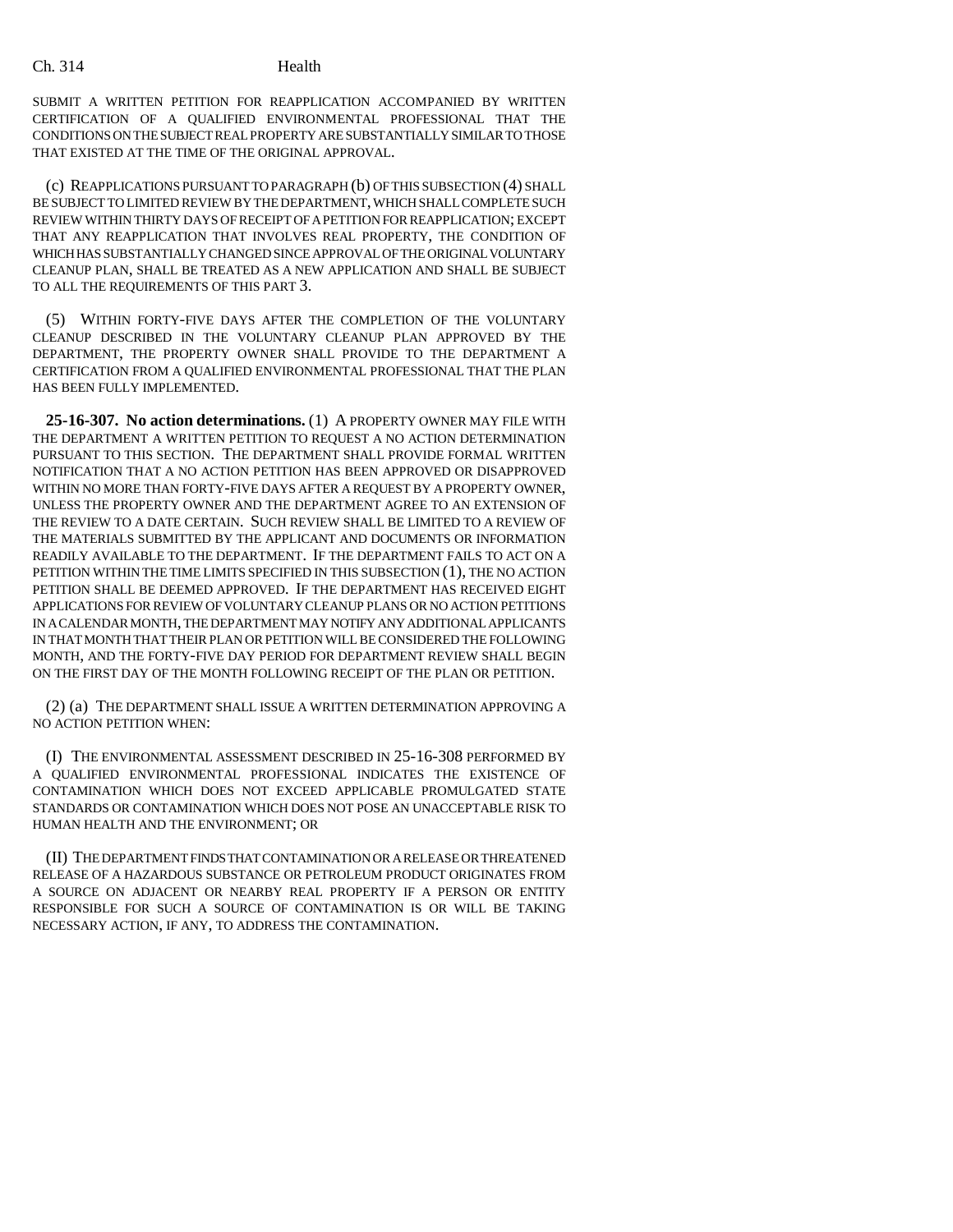SUBMIT A WRITTEN PETITION FOR REAPPLICATION ACCOMPANIED BY WRITTEN CERTIFICATION OF A QUALIFIED ENVIRONMENTAL PROFESSIONAL THAT THE CONDITIONS ON THE SUBJECT REAL PROPERTY ARE SUBSTANTIALLY SIMILAR TO THOSE THAT EXISTED AT THE TIME OF THE ORIGINAL APPROVAL.

(c) REAPPLICATIONS PURSUANT TO PARAGRAPH (b) OF THIS SUBSECTION (4) SHALL BE SUBJECT TO LIMITED REVIEW BY THE DEPARTMENT, WHICH SHALL COMPLETE SUCH REVIEW WITHIN THIRTY DAYS OF RECEIPT OF A PETITION FOR REAPPLICATION; EXCEPT THAT ANY REAPPLICATION THAT INVOLVES REAL PROPERTY, THE CONDITION OF WHICH HAS SUBSTANTIALLY CHANGED SINCE APPROVAL OF THE ORIGINAL VOLUNTARY CLEANUP PLAN, SHALL BE TREATED AS A NEW APPLICATION AND SHALL BE SUBJECT TO ALL THE REQUIREMENTS OF THIS PART 3.

(5) WITHIN FORTY-FIVE DAYS AFTER THE COMPLETION OF THE VOLUNTARY CLEANUP DESCRIBED IN THE VOLUNTARY CLEANUP PLAN APPROVED BY THE DEPARTMENT, THE PROPERTY OWNER SHALL PROVIDE TO THE DEPARTMENT A CERTIFICATION FROM A QUALIFIED ENVIRONMENTAL PROFESSIONAL THAT THE PLAN HAS BEEN FULLY IMPLEMENTED.

**25-16-307. No action determinations.** (1) A PROPERTY OWNER MAY FILE WITH THE DEPARTMENT A WRITTEN PETITION TO REQUEST A NO ACTION DETERMINATION PURSUANT TO THIS SECTION. THE DEPARTMENT SHALL PROVIDE FORMAL WRITTEN NOTIFICATION THAT A NO ACTION PETITION HAS BEEN APPROVED OR DISAPPROVED WITHIN NO MORE THAN FORTY-FIVE DAYS AFTER A REQUEST BY A PROPERTY OWNER, UNLESS THE PROPERTY OWNER AND THE DEPARTMENT AGREE TO AN EXTENSION OF THE REVIEW TO A DATE CERTAIN. SUCH REVIEW SHALL BE LIMITED TO A REVIEW OF THE MATERIALS SUBMITTED BY THE APPLICANT AND DOCUMENTS OR INFORMATION READILY AVAILABLE TO THE DEPARTMENT. IF THE DEPARTMENT FAILS TO ACT ON A PETITION WITHIN THE TIME LIMITS SPECIFIED IN THIS SUBSECTION (1), THE NO ACTION PETITION SHALL BE DEEMED APPROVED. IF THE DEPARTMENT HAS RECEIVED EIGHT APPLICATIONS FOR REVIEW OF VOLUNTARY CLEANUP PLANS OR NO ACTION PETITIONS IN A CALENDAR MONTH, THE DEPARTMENT MAY NOTIFY ANY ADDITIONAL APPLICANTS IN THAT MONTH THAT THEIR PLAN OR PETITION WILL BE CONSIDERED THE FOLLOWING MONTH, AND THE FORTY-FIVE DAY PERIOD FOR DEPARTMENT REVIEW SHALL BEGIN ON THE FIRST DAY OF THE MONTH FOLLOWING RECEIPT OF THE PLAN OR PETITION.

(2) (a) THE DEPARTMENT SHALL ISSUE A WRITTEN DETERMINATION APPROVING A NO ACTION PETITION WHEN:

(I) THE ENVIRONMENTAL ASSESSMENT DESCRIBED IN 25-16-308 PERFORMED BY A QUALIFIED ENVIRONMENTAL PROFESSIONAL INDICATES THE EXISTENCE OF CONTAMINATION WHICH DOES NOT EXCEED APPLICABLE PROMULGATED STATE STANDARDS OR CONTAMINATION WHICH DOES NOT POSE AN UNACCEPTABLE RISK TO HUMAN HEALTH AND THE ENVIRONMENT; OR

(II) THE DEPARTMENT FINDS THAT CONTAMINATION OR A RELEASE OR THREATENED RELEASE OF A HAZARDOUS SUBSTANCE OR PETROLEUM PRODUCT ORIGINATES FROM A SOURCE ON ADJACENT OR NEARBY REAL PROPERTY IF A PERSON OR ENTITY RESPONSIBLE FOR SUCH A SOURCE OF CONTAMINATION IS OR WILL BE TAKING NECESSARY ACTION, IF ANY, TO ADDRESS THE CONTAMINATION.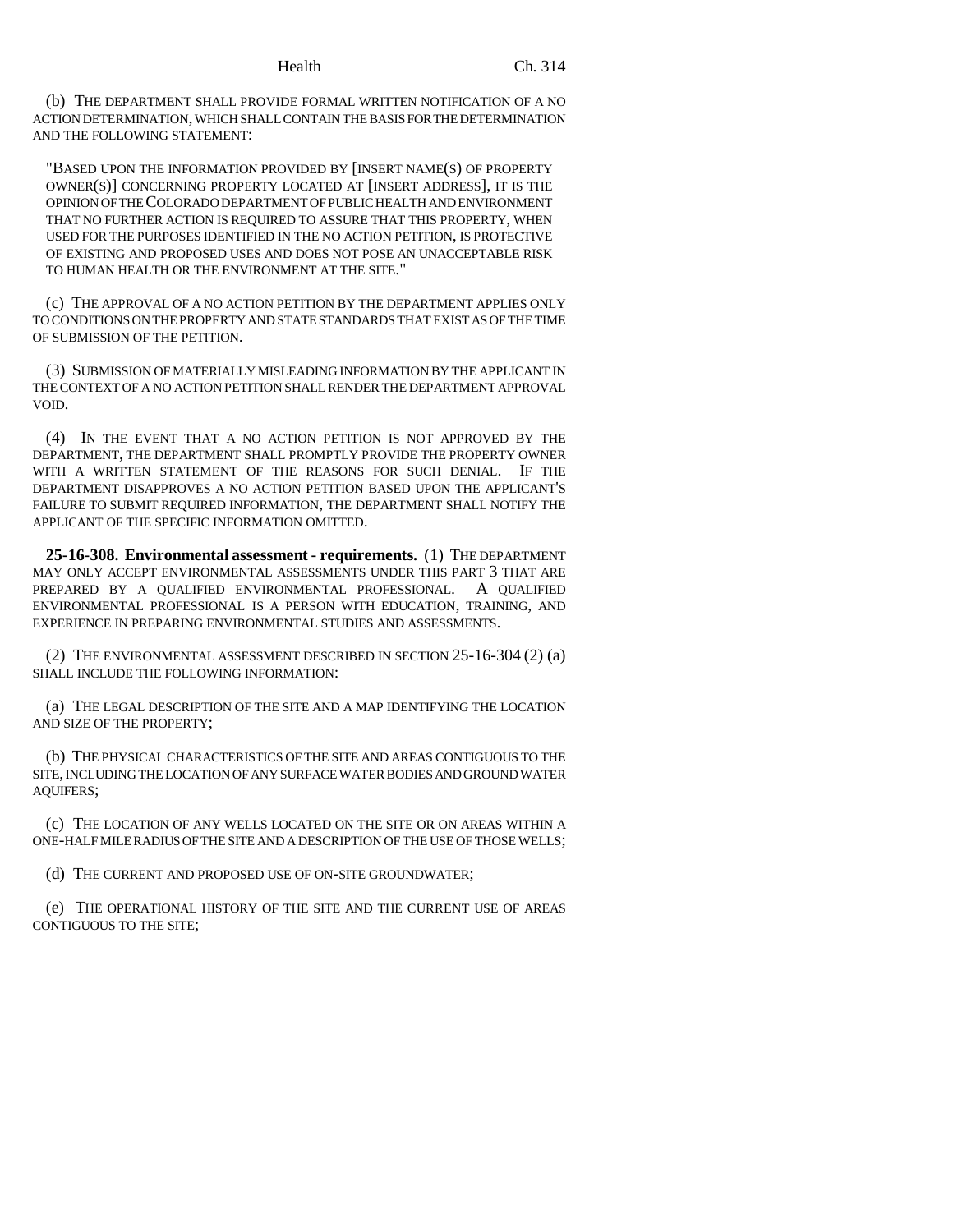(b) THE DEPARTMENT SHALL PROVIDE FORMAL WRITTEN NOTIFICATION OF A NO ACTION DETERMINATION, WHICH SHALL CONTAIN THE BASIS FOR THE DETERMINATION AND THE FOLLOWING STATEMENT:

"BASED UPON THE INFORMATION PROVIDED BY [INSERT NAME(S) OF PROPERTY OWNER(S)] CONCERNING PROPERTY LOCATED AT [INSERT ADDRESS], IT IS THE OPINION OF THE COLORADO DEPARTMENT OF PUBLIC HEALTH AND ENVIRONMENT THAT NO FURTHER ACTION IS REQUIRED TO ASSURE THAT THIS PROPERTY, WHEN USED FOR THE PURPOSES IDENTIFIED IN THE NO ACTION PETITION, IS PROTECTIVE OF EXISTING AND PROPOSED USES AND DOES NOT POSE AN UNACCEPTABLE RISK TO HUMAN HEALTH OR THE ENVIRONMENT AT THE SITE."

(c) THE APPROVAL OF A NO ACTION PETITION BY THE DEPARTMENT APPLIES ONLY TO CONDITIONS ON THE PROPERTY AND STATE STANDARDS THAT EXIST AS OF THE TIME OF SUBMISSION OF THE PETITION.

(3) SUBMISSION OF MATERIALLY MISLEADING INFORMATION BY THE APPLICANT IN THE CONTEXT OF A NO ACTION PETITION SHALL RENDER THE DEPARTMENT APPROVAL VOID.

(4) IN THE EVENT THAT A NO ACTION PETITION IS NOT APPROVED BY THE DEPARTMENT, THE DEPARTMENT SHALL PROMPTLY PROVIDE THE PROPERTY OWNER WITH A WRITTEN STATEMENT OF THE REASONS FOR SUCH DENIAL. IF THE DEPARTMENT DISAPPROVES A NO ACTION PETITION BASED UPON THE APPLICANT'S FAILURE TO SUBMIT REQUIRED INFORMATION, THE DEPARTMENT SHALL NOTIFY THE APPLICANT OF THE SPECIFIC INFORMATION OMITTED.

**25-16-308. Environmental assessment - requirements.** (1) THE DEPARTMENT MAY ONLY ACCEPT ENVIRONMENTAL ASSESSMENTS UNDER THIS PART 3 THAT ARE PREPARED BY A QUALIFIED ENVIRONMENTAL PROFESSIONAL. A QUALIFIED ENVIRONMENTAL PROFESSIONAL IS A PERSON WITH EDUCATION, TRAINING, AND EXPERIENCE IN PREPARING ENVIRONMENTAL STUDIES AND ASSESSMENTS.

(2) THE ENVIRONMENTAL ASSESSMENT DESCRIBED IN SECTION 25-16-304 (2) (a) SHALL INCLUDE THE FOLLOWING INFORMATION:

(a) THE LEGAL DESCRIPTION OF THE SITE AND A MAP IDENTIFYING THE LOCATION AND SIZE OF THE PROPERTY;

(b) THE PHYSICAL CHARACTERISTICS OF THE SITE AND AREAS CONTIGUOUS TO THE SITE, INCLUDING THE LOCATION OF ANY SURFACE WATER BODIES AND GROUND WATER AQUIFERS;

(c) THE LOCATION OF ANY WELLS LOCATED ON THE SITE OR ON AREAS WITHIN A ONE-HALF MILE RADIUS OF THE SITE AND A DESCRIPTION OF THE USE OF THOSE WELLS;

(d) THE CURRENT AND PROPOSED USE OF ON-SITE GROUNDWATER;

(e) THE OPERATIONAL HISTORY OF THE SITE AND THE CURRENT USE OF AREAS CONTIGUOUS TO THE SITE;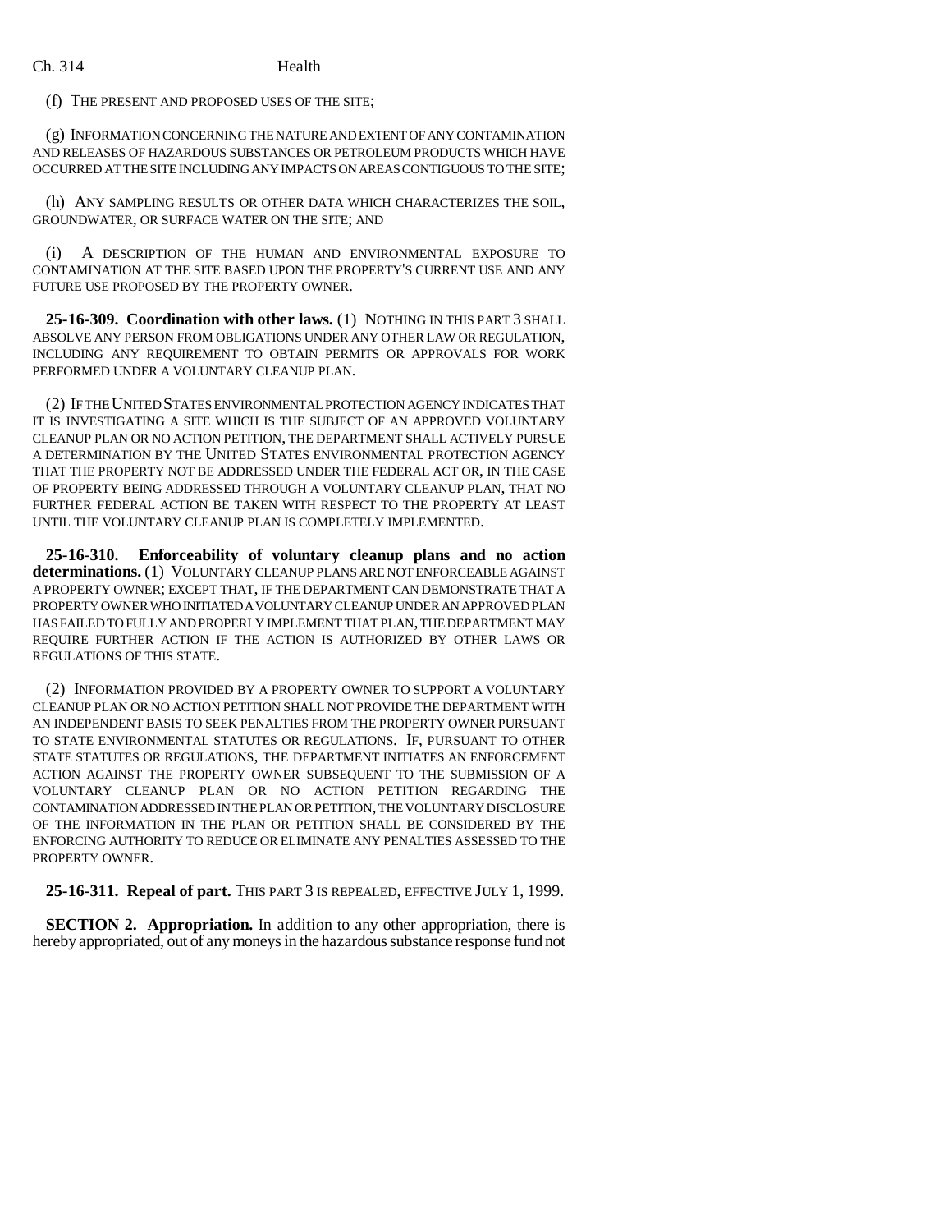(f) THE PRESENT AND PROPOSED USES OF THE SITE;

(g) INFORMATION CONCERNING THE NATURE AND EXTENT OF ANY CONTAMINATION AND RELEASES OF HAZARDOUS SUBSTANCES OR PETROLEUM PRODUCTS WHICH HAVE OCCURRED AT THE SITE INCLUDING ANY IMPACTS ON AREAS CONTIGUOUS TO THE SITE;

(h) ANY SAMPLING RESULTS OR OTHER DATA WHICH CHARACTERIZES THE SOIL, GROUNDWATER, OR SURFACE WATER ON THE SITE; AND

(i) A DESCRIPTION OF THE HUMAN AND ENVIRONMENTAL EXPOSURE TO CONTAMINATION AT THE SITE BASED UPON THE PROPERTY'S CURRENT USE AND ANY FUTURE USE PROPOSED BY THE PROPERTY OWNER.

**25-16-309. Coordination with other laws.** (1) NOTHING IN THIS PART 3 SHALL ABSOLVE ANY PERSON FROM OBLIGATIONS UNDER ANY OTHER LAW OR REGULATION, INCLUDING ANY REQUIREMENT TO OBTAIN PERMITS OR APPROVALS FOR WORK PERFORMED UNDER A VOLUNTARY CLEANUP PLAN.

(2) IF THE UNITED STATES ENVIRONMENTAL PROTECTION AGENCY INDICATES THAT IT IS INVESTIGATING A SITE WHICH IS THE SUBJECT OF AN APPROVED VOLUNTARY CLEANUP PLAN OR NO ACTION PETITION, THE DEPARTMENT SHALL ACTIVELY PURSUE A DETERMINATION BY THE UNITED STATES ENVIRONMENTAL PROTECTION AGENCY THAT THE PROPERTY NOT BE ADDRESSED UNDER THE FEDERAL ACT OR, IN THE CASE OF PROPERTY BEING ADDRESSED THROUGH A VOLUNTARY CLEANUP PLAN, THAT NO FURTHER FEDERAL ACTION BE TAKEN WITH RESPECT TO THE PROPERTY AT LEAST UNTIL THE VOLUNTARY CLEANUP PLAN IS COMPLETELY IMPLEMENTED.

**25-16-310. Enforceability of voluntary cleanup plans and no action determinations.** (1) VOLUNTARY CLEANUP PLANS ARE NOT ENFORCEABLE AGAINST A PROPERTY OWNER; EXCEPT THAT, IF THE DEPARTMENT CAN DEMONSTRATE THAT A PROPERTY OWNER WHO INITIATED A VOLUNTARY CLEANUP UNDER AN APPROVED PLAN HAS FAILED TO FULLY AND PROPERLY IMPLEMENT THAT PLAN, THE DEPARTMENT MAY REQUIRE FURTHER ACTION IF THE ACTION IS AUTHORIZED BY OTHER LAWS OR REGULATIONS OF THIS STATE.

(2) INFORMATION PROVIDED BY A PROPERTY OWNER TO SUPPORT A VOLUNTARY CLEANUP PLAN OR NO ACTION PETITION SHALL NOT PROVIDE THE DEPARTMENT WITH AN INDEPENDENT BASIS TO SEEK PENALTIES FROM THE PROPERTY OWNER PURSUANT TO STATE ENVIRONMENTAL STATUTES OR REGULATIONS. IF, PURSUANT TO OTHER STATE STATUTES OR REGULATIONS, THE DEPARTMENT INITIATES AN ENFORCEMENT ACTION AGAINST THE PROPERTY OWNER SUBSEQUENT TO THE SUBMISSION OF A VOLUNTARY CLEANUP PLAN OR NO ACTION PETITION REGARDING THE CONTAMINATION ADDRESSED IN THE PLAN OR PETITION, THE VOLUNTARY DISCLOSURE OF THE INFORMATION IN THE PLAN OR PETITION SHALL BE CONSIDERED BY THE ENFORCING AUTHORITY TO REDUCE OR ELIMINATE ANY PENALTIES ASSESSED TO THE PROPERTY OWNER.

**25-16-311. Repeal of part.** THIS PART 3 IS REPEALED, EFFECTIVE JULY 1, 1999.

**SECTION 2. Appropriation.** In addition to any other appropriation, there is hereby appropriated, out of any moneys in the hazardous substance response fund not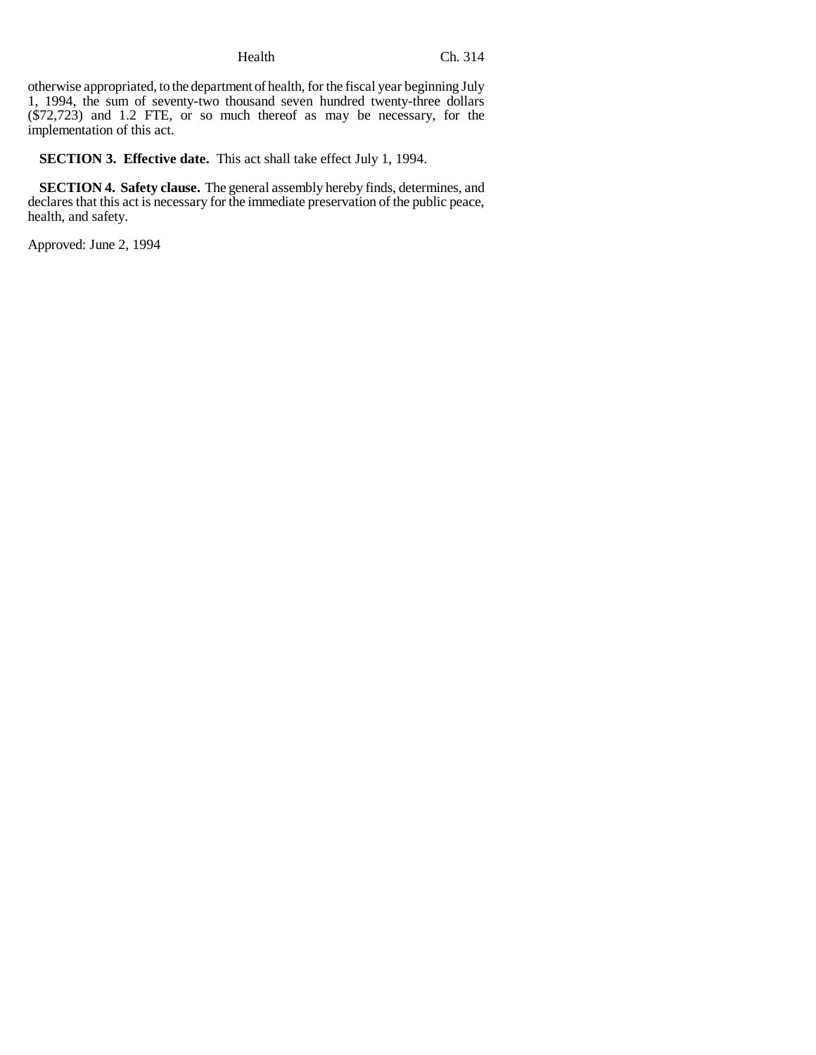otherwise appropriated, to the department of health, for the fiscal year beginning July 1, 1994, the sum of seventy-two thousand seven hundred twenty-three dollars ($72,723) and 1.2 FTE, or so much thereof as may be necessary, for the implementation of this act.

**SECTION 3. Effective date.** This act shall take effect July 1, 1994.

**SECTION 4. Safety clause.** The general assembly hereby finds, determines, and declares that this act is necessary for the immediate preservation of the public peace, health, and safety.

Approved: June 2, 1994